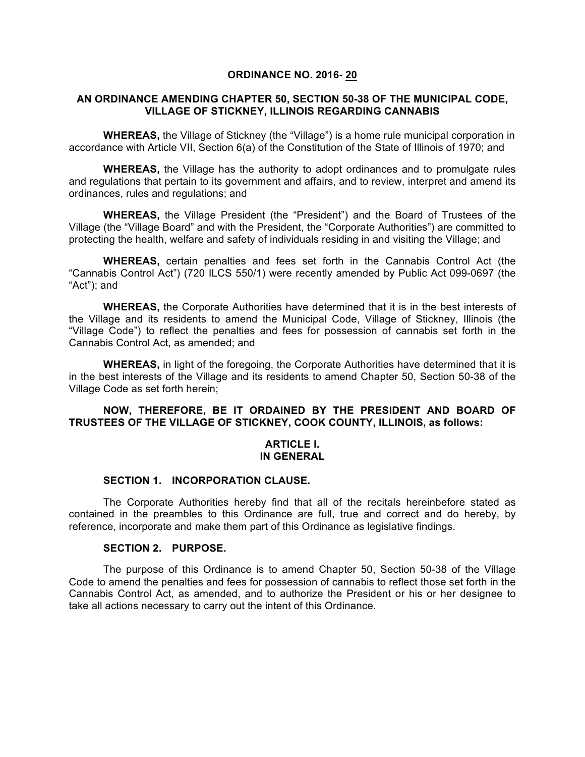# ORDINANCE NO. 2016- 20

## AN ORDINANCE AMENDING CHAPTER 50, SECTION 50-38 OF THE MUNICIPAL CODE, VILLAGE OF STICKNEY, ILLINOIS REGARDING CANNABIS

**WHEREAS,** the Village of Stickney (the "Village") is a home rule municipal corporation in accordance with Article VII, Section 6(a) of the Constitution of the State of Illinois of 1970; and

**WHEREAS,** the Village has the authority to adopt ordinances and to promulgate rules and regulations that pertain to its government and affairs, and to review, interpret and amend its ordinances, rules and regulations; and

**WHEREAS,** the Village President (the "President") and the Board of Trustees of the Village (the "Village Board" and with the President, the "Corporate Authorities") are committed to protecting the health, welfare and safety of individuals residing in and visiting the Village; and

**WHEREAS,** certain penalties and fees set forth in the Cannabis Control Act (the "Cannabis Control Act") (720 ILCS 550/1) were recently amended by Public Act 099-0697 (the "Act"); and

**WHEREAS,** the Corporate Authorities have determined that it is in the best interests of the Village and its residents to amend the Municipal Code, Village of Stickney, Illinois (the "Village Code") to reflect the penalties and fees for possession of cannabis set forth in the Cannabis Control Act, as amended; and

**WHEREAS,** in light of the foregoing, the Corporate Authorities have determined that it is in the best interests of the Village and its residents to amend Chapter 50, Section 50-38 of the Village Code as set forth herein;

**NOW, THEREFORE, BE IT ORDAINED BY THE PRESIDENT AND BOARD OF TRUSTEES OF THE VILLAGE OF STICKNEY, COOK COUNTY, ILLINOIS, as follows:**

### ARTICLE I. IN GENERAL

#### SECTION 1. INCORPORATION CLAUSE.

The Corporate Authorities hereby find that all of the recitals hereinbefore stated as contained in the preambles to this Ordinance are full, true and correct and do hereby, by reference, incorporate and make them part of this Ordinance as legislative findings.

#### SECTION 2. PURPOSE.

The purpose of this Ordinance is to amend Chapter 50, Section 50-38 of the Village Code to amend the penalties and fees for possession of cannabis to reflect those set forth in the Cannabis Control Act, as amended, and to authorize the President or his or her designee to take all actions necessary to carry out the intent of this Ordinance.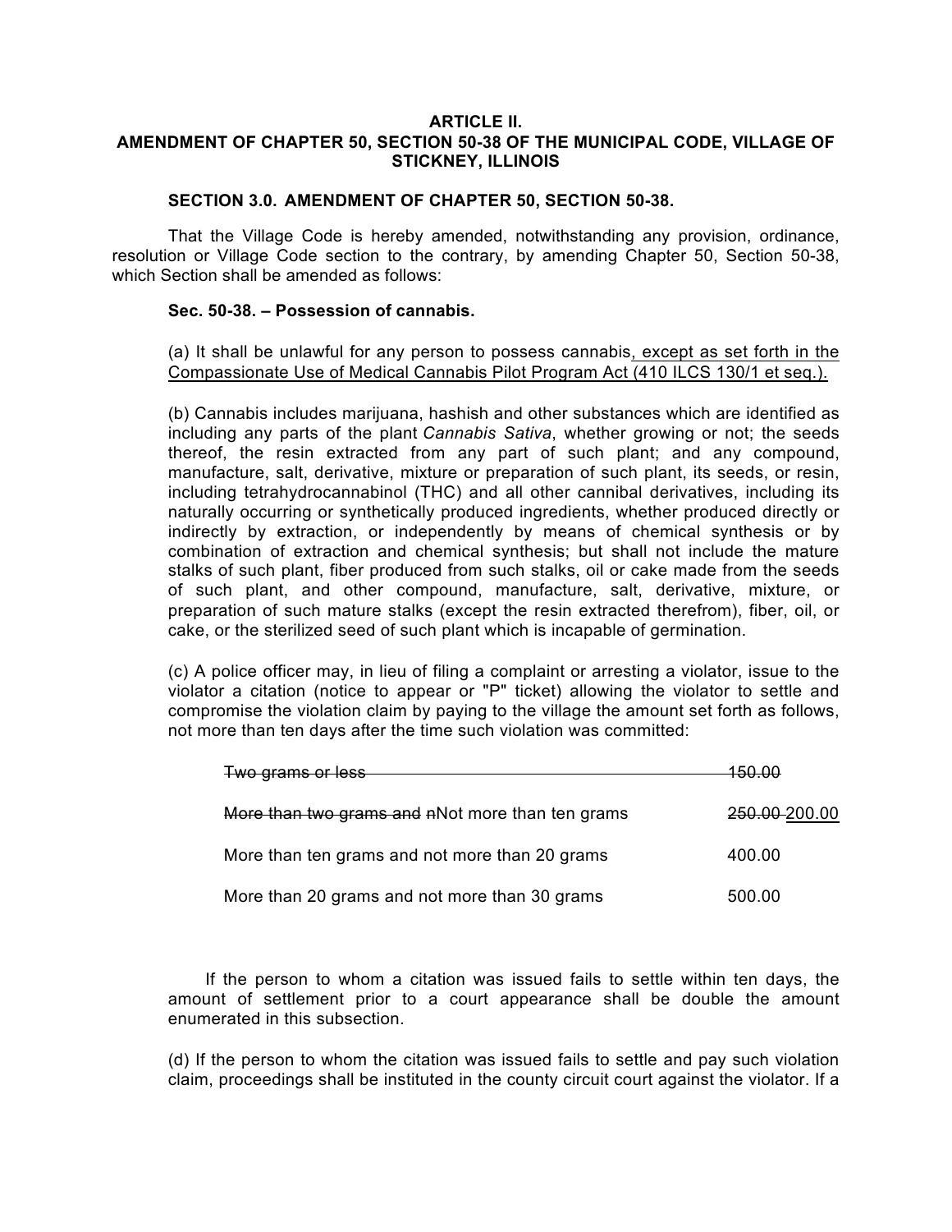**ARTICLE II.**
**AMENDMENT OF CHAPTER 50, SECTION 50-38 OF THE MUNICIPAL CODE, VILLAGE OF STICKNEY, ILLINOIS**

**SECTION 3.0. AMENDMENT OF CHAPTER 50, SECTION 50-38.**

That the Village Code is hereby amended, notwithstanding any provision, ordinance, resolution or Village Code section to the contrary, by amending Chapter 50, Section 50-38, which Section shall be amended as follows:

**Sec. 50-38. – Possession of cannabis.**

(a) It shall be unlawful for any person to possess cannabis<u>, except as set forth in the Compassionate Use of Medical Cannabis Pilot Program Act (410 ILCS 130/1 et seq.).</u>

(b) Cannabis includes marijuana, hashish and other substances which are identified as including any parts of the plant *Cannabis Sativa*, whether growing or not; the seeds thereof, the resin extracted from any part of such plant; and any compound, manufacture, salt, derivative, mixture or preparation of such plant, its seeds, or resin, including tetrahydrocannabinol (THC) and all other cannibal derivatives, including its naturally occurring or synthetically produced ingredients, whether produced directly or indirectly by extraction, or independently by means of chemical synthesis or by combination of extraction and chemical synthesis; but shall not include the mature stalks of such plant, fiber produced from such stalks, oil or cake made from the seeds of such plant, and other compound, manufacture, salt, derivative, mixture, or preparation of such mature stalks (except the resin extracted therefrom), fiber, oil, or cake, or the sterilized seed of such plant which is incapable of germination.

(c) A police officer may, in lieu of filing a complaint or arresting a violator, issue to the violator a citation (notice to appear or "P" ticket) allowing the violator to settle and compromise the violation claim by paying to the village the amount set forth as follows, not more than ten days after the time such violation was committed:

| | |
|---|---|
| ~~Two grams or less~~ | ~~150.00~~ |
| ~~More than two grams and n~~Not more than ten grams | ~~250.00~~ <u>200.00</u> |
| More than ten grams and not more than 20 grams | 400.00 |
| More than 20 grams and not more than 30 grams | 500.00 |

If the person to whom a citation was issued fails to settle within ten days, the amount of settlement prior to a court appearance shall be double the amount enumerated in this subsection.

(d) If the person to whom the citation was issued fails to settle and pay such violation claim, proceedings shall be instituted in the county circuit court against the violator. If a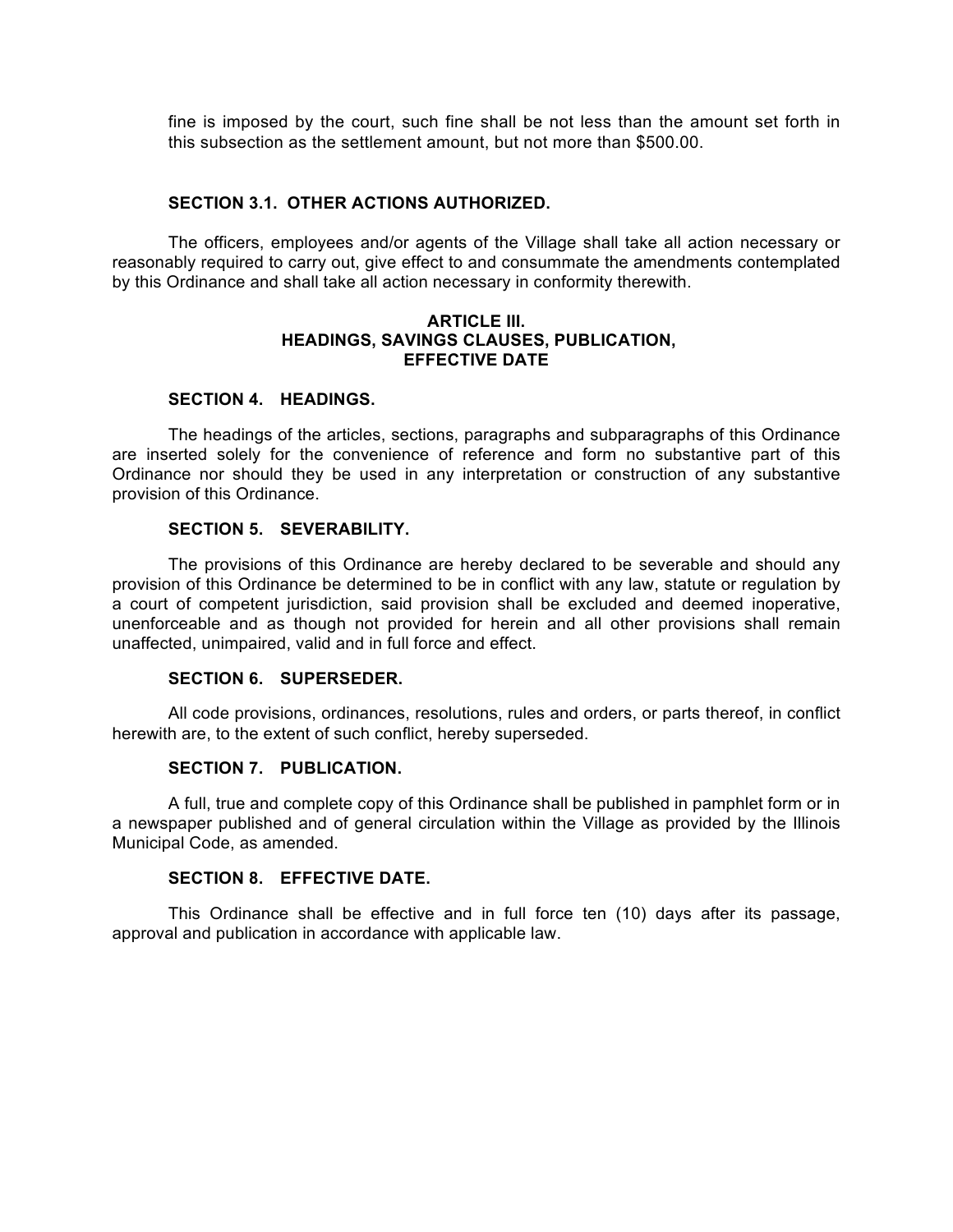fine is imposed by the court, such fine shall be not less than the amount set forth in this subsection as the settlement amount, but not more than $500.00.

**SECTION 3.1. OTHER ACTIONS AUTHORIZED.**

The officers, employees and/or agents of the Village shall take all action necessary or reasonably required to carry out, give effect to and consummate the amendments contemplated by this Ordinance and shall take all action necessary in conformity therewith.

## ARTICLE III.
## HEADINGS, SAVINGS CLAUSES, PUBLICATION, EFFECTIVE DATE

**SECTION 4. HEADINGS.**

The headings of the articles, sections, paragraphs and subparagraphs of this Ordinance are inserted solely for the convenience of reference and form no substantive part of this Ordinance nor should they be used in any interpretation or construction of any substantive provision of this Ordinance.

**SECTION 5. SEVERABILITY.**

The provisions of this Ordinance are hereby declared to be severable and should any provision of this Ordinance be determined to be in conflict with any law, statute or regulation by a court of competent jurisdiction, said provision shall be excluded and deemed inoperative, unenforceable and as though not provided for herein and all other provisions shall remain unaffected, unimpaired, valid and in full force and effect.

**SECTION 6. SUPERSEDER.**

All code provisions, ordinances, resolutions, rules and orders, or parts thereof, in conflict herewith are, to the extent of such conflict, hereby superseded.

**SECTION 7. PUBLICATION.**

A full, true and complete copy of this Ordinance shall be published in pamphlet form or in a newspaper published and of general circulation within the Village as provided by the Illinois Municipal Code, as amended.

**SECTION 8. EFFECTIVE DATE.**

This Ordinance shall be effective and in full force ten (10) days after its passage, approval and publication in accordance with applicable law.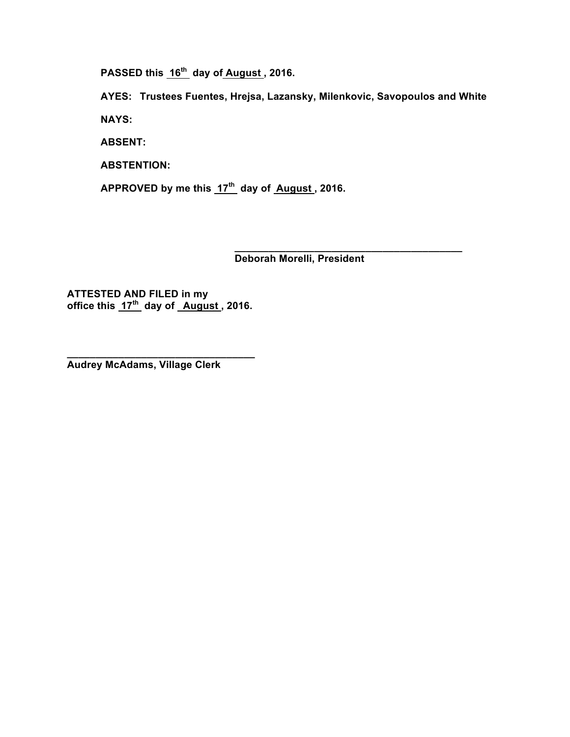**PASSED this 16th day of August, 2016.**

**AYES: Trustees Fuentes, Hrejsa, Lazansky, Milenkovic, Savopoulos and White**

**NAYS:**

**ABSENT:**

**ABSTENTION:**

**APPROVED by me this 17th day of August, 2016.**

\_\_\_\_\_\_\_\_\_\_\_\_\_\_\_\_\_\_\_\_\_\_\_\_\_\_\_\_\_\_\_\_\_\_\_\_\_\_\_\_\_\_
**Deborah Morelli, President**

**ATTESTED AND FILED in my office this 17th day of August, 2016.**

\_\_\_\_\_\_\_\_\_\_\_\_\_\_\_\_\_\_\_\_\_\_\_\_\_\_\_\_\_\_\_\_\_\_
**Audrey McAdams, Village Clerk**